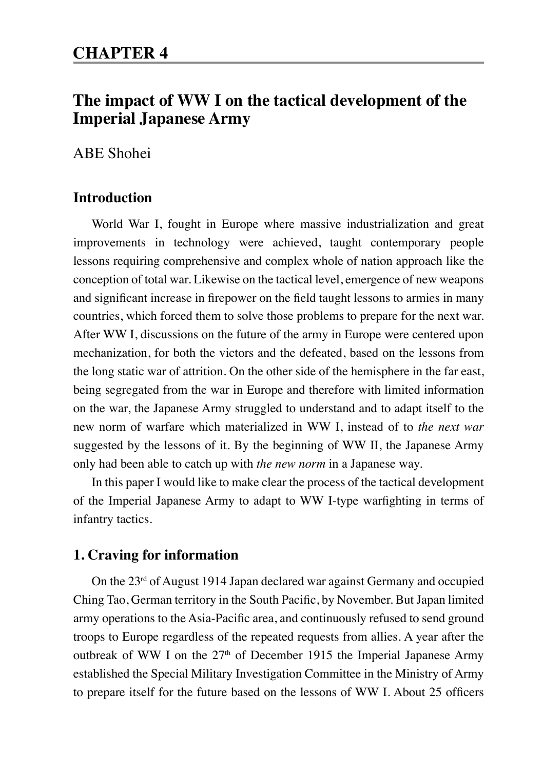# CHAPTER 4

## The impact of WW I on the tactical development of the Imperial Japanese Army

ABE Shohei

### Introduction

World War I, fought in Europe where massive industrialization and great improvements in technology were achieved, taught contemporary people lessons requiring comprehensive and complex whole of nation approach like the conception of total war. Likewise on the tactical level, emergence of new weapons and significant increase in firepower on the field taught lessons to armies in many countries, which forced them to solve those problems to prepare for the next war. After WW I, discussions on the future of the army in Europe were centered upon mechanization, for both the victors and the defeated, based on the lessons from the long static war of attrition. On the other side of the hemisphere in the far east, being segregated from the war in Europe and therefore with limited information on the war, the Japanese Army struggled to understand and to adapt itself to the new norm of warfare which materialized in WW I, instead of to *the next war* suggested by the lessons of it. By the beginning of WW II, the Japanese Army only had been able to catch up with *the new norm* in a Japanese way.

In this paper I would like to make clear the process of the tactical development of the Imperial Japanese Army to adapt to WW I-type warfighting in terms of infantry tactics.

### 1. Craving for information

On the 23rd of August 1914 Japan declared war against Germany and occupied Ching Tao, German territory in the South Pacific, by November. But Japan limited army operations to the Asia-Pacific area, and continuously refused to send ground troops to Europe regardless of the repeated requests from allies. A year after the outbreak of WW I on the 27th of December 1915 the Imperial Japanese Army established the Special Military Investigation Committee in the Ministry of Army to prepare itself for the future based on the lessons of WW I. About 25 officers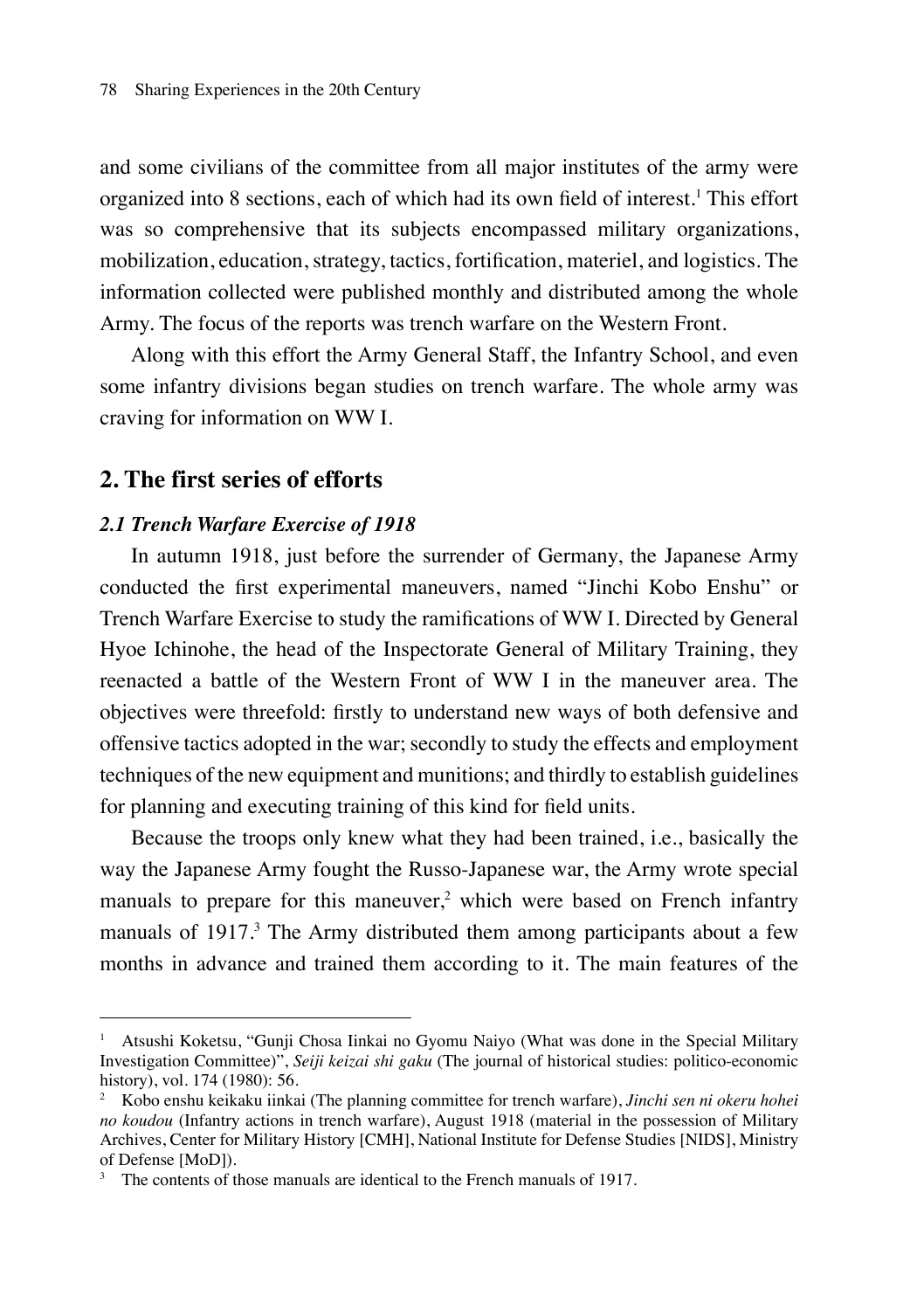and some civilians of the committee from all major institutes of the army were organized into 8 sections, each of which had its own field of interest.[1] This effort was so comprehensive that its subjects encompassed military organizations, mobilization, education, strategy, tactics, fortification, materiel, and logistics. The information collected were published monthly and distributed among the whole Army. The focus of the reports was trench warfare on the Western Front.

Along with this effort the Army General Staff, the Infantry School, and even some infantry divisions began studies on trench warfare. The whole army was craving for information on WW I.

## 2. The first series of efforts

### *2.1 Trench Warfare Exercise of 1918*

In autumn 1918, just before the surrender of Germany, the Japanese Army conducted the first experimental maneuvers, named "Jinchi Kobo Enshu" or Trench Warfare Exercise to study the ramifications of WW I. Directed by General Hyoe Ichinohe, the head of the Inspectorate General of Military Training, they reenacted a battle of the Western Front of WW I in the maneuver area. The objectives were threefold: firstly to understand new ways of both defensive and offensive tactics adopted in the war; secondly to study the effects and employment techniques of the new equipment and munitions; and thirdly to establish guidelines for planning and executing training of this kind for field units.

Because the troops only knew what they had been trained, i.e., basically the way the Japanese Army fought the Russo-Japanese war, the Army wrote special manuals to prepare for this maneuver,[2] which were based on French infantry manuals of 1917.[3] The Army distributed them among participants about a few months in advance and trained them according to it. The main features of the

---

[1] Atsushi Koketsu, "Gunji Chosa Iinkai no Gyomu Naiyo (What was done in the Special Military Investigation Committee)", *Seiji keizai shi gaku* (The journal of historical studies: politico-economic history), vol. 174 (1980): 56.

[2] Kobo enshu keikaku iinkai (The planning committee for trench warfare), *Jinchi sen ni okeru hohei no koudou* (Infantry actions in trench warfare), August 1918 (material in the possession of Military Archives, Center for Military History [CMH], National Institute for Defense Studies [NIDS], Ministry of Defense [MoD]).

[3] The contents of those manuals are identical to the French manuals of 1917.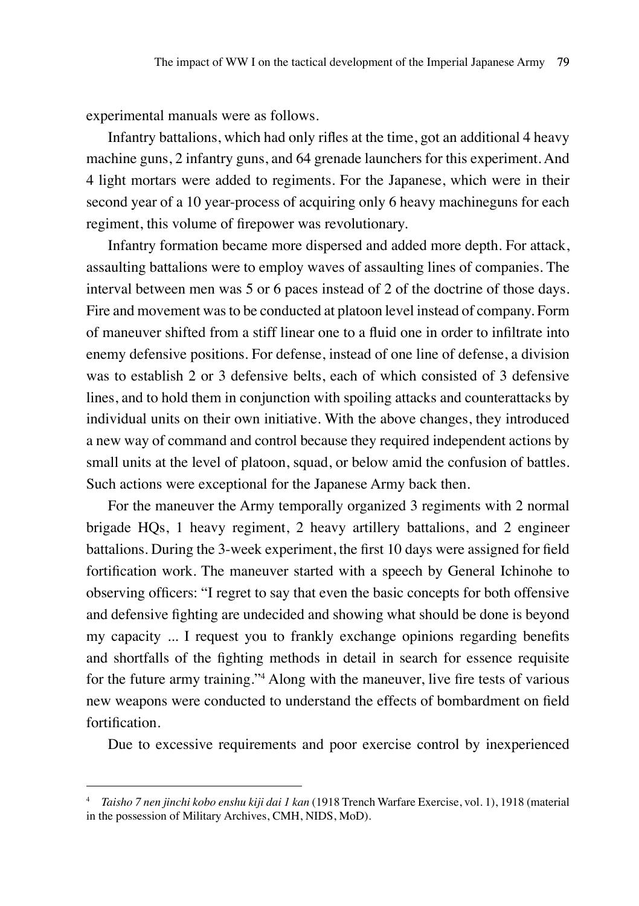experimental manuals were as follows.

Infantry battalions, which had only rifles at the time, got an additional 4 heavy machine guns, 2 infantry guns, and 64 grenade launchers for this experiment. And 4 light mortars were added to regiments. For the Japanese, which were in their second year of a 10 year-process of acquiring only 6 heavy machineguns for each regiment, this volume of firepower was revolutionary.

Infantry formation became more dispersed and added more depth. For attack, assaulting battalions were to employ waves of assaulting lines of companies. The interval between men was 5 or 6 paces instead of 2 of the doctrine of those days. Fire and movement was to be conducted at platoon level instead of company. Form of maneuver shifted from a stiff linear one to a fluid one in order to infiltrate into enemy defensive positions. For defense, instead of one line of defense, a division was to establish 2 or 3 defensive belts, each of which consisted of 3 defensive lines, and to hold them in conjunction with spoiling attacks and counterattacks by individual units on their own initiative. With the above changes, they introduced a new way of command and control because they required independent actions by small units at the level of platoon, squad, or below amid the confusion of battles. Such actions were exceptional for the Japanese Army back then.

For the maneuver the Army temporally organized 3 regiments with 2 normal brigade HQs, 1 heavy regiment, 2 heavy artillery battalions, and 2 engineer battalions. During the 3-week experiment, the first 10 days were assigned for field fortification work. The maneuver started with a speech by General Ichinohe to observing officers: "I regret to say that even the basic concepts for both offensive and defensive fighting are undecided and showing what should be done is beyond my capacity ... I request you to frankly exchange opinions regarding benefits and shortfalls of the fighting methods in detail in search for essence requisite for the future army training."[4] Along with the maneuver, live fire tests of various new weapons were conducted to understand the effects of bombardment on field fortification.

Due to excessive requirements and poor exercise control by inexperienced

[4] *Taisho 7 nen jinchi kobo enshu kiji dai 1 kan* (1918 Trench Warfare Exercise, vol. 1), 1918 (material in the possession of Military Archives, CMH, NIDS, MoD).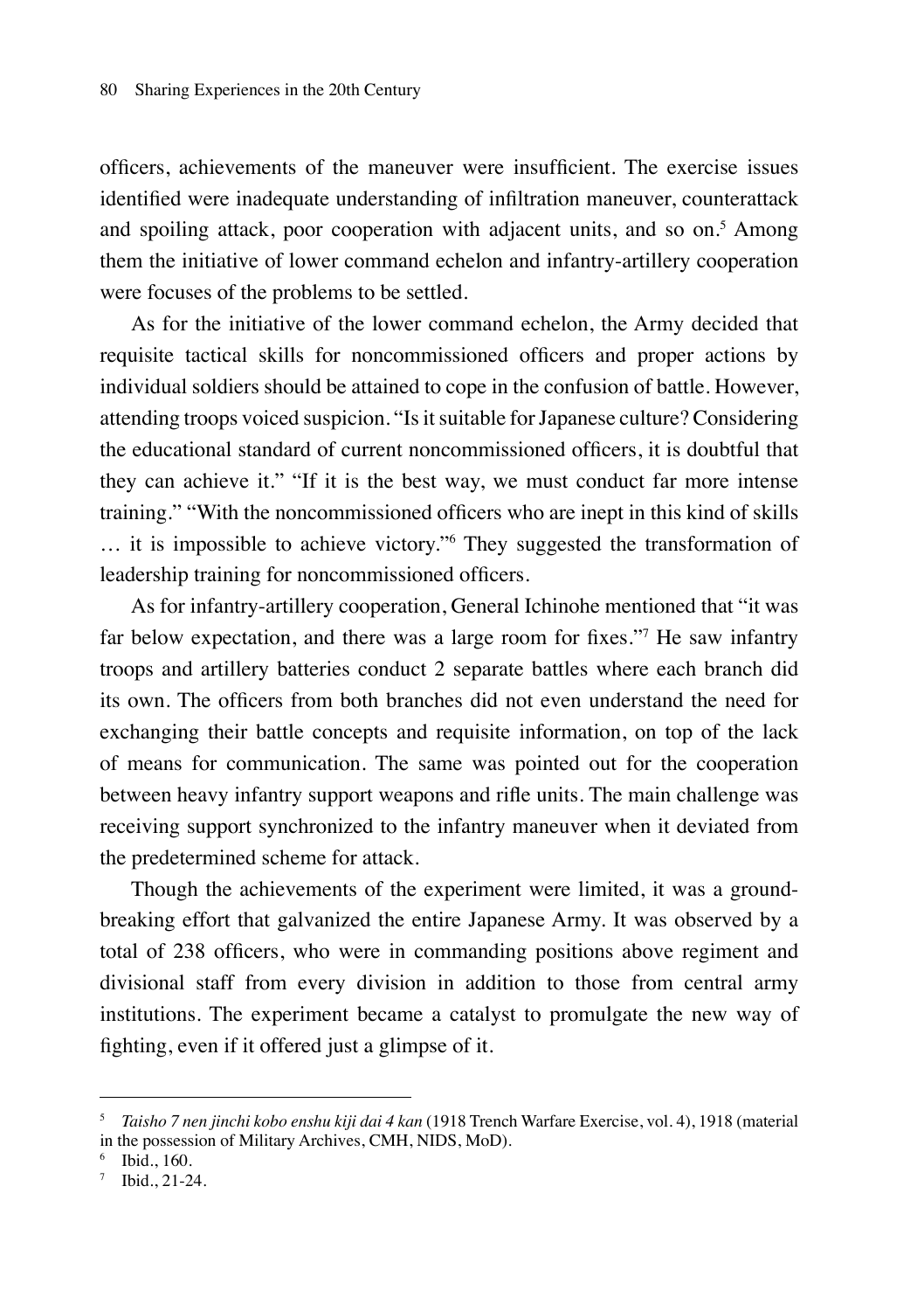officers, achievements of the maneuver were insufficient. The exercise issues identified were inadequate understanding of infiltration maneuver, counterattack and spoiling attack, poor cooperation with adjacent units, and so on.[5] Among them the initiative of lower command echelon and infantry-artillery cooperation were focuses of the problems to be settled.

As for the initiative of the lower command echelon, the Army decided that requisite tactical skills for noncommissioned officers and proper actions by individual soldiers should be attained to cope in the confusion of battle. However, attending troops voiced suspicion. "Is it suitable for Japanese culture? Considering the educational standard of current noncommissioned officers, it is doubtful that they can achieve it." "If it is the best way, we must conduct far more intense training." "With the noncommissioned officers who are inept in this kind of skills … it is impossible to achieve victory."[6] They suggested the transformation of leadership training for noncommissioned officers.

As for infantry-artillery cooperation, General Ichinohe mentioned that "it was far below expectation, and there was a large room for fixes."[7] He saw infantry troops and artillery batteries conduct 2 separate battles where each branch did its own. The officers from both branches did not even understand the need for exchanging their battle concepts and requisite information, on top of the lack of means for communication. The same was pointed out for the cooperation between heavy infantry support weapons and rifle units. The main challenge was receiving support synchronized to the infantry maneuver when it deviated from the predetermined scheme for attack.

Though the achievements of the experiment were limited, it was a ground-breaking effort that galvanized the entire Japanese Army. It was observed by a total of 238 officers, who were in commanding positions above regiment and divisional staff from every division in addition to those from central army institutions. The experiment became a catalyst to promulgate the new way of fighting, even if it offered just a glimpse of it.

---

[5] *Taisho 7 nen jinchi kobo enshu kiji dai 4 kan* (1918 Trench Warfare Exercise, vol. 4), 1918 (material in the possession of Military Archives, CMH, NIDS, MoD).

[6] Ibid., 160.

[7] Ibid., 21-24.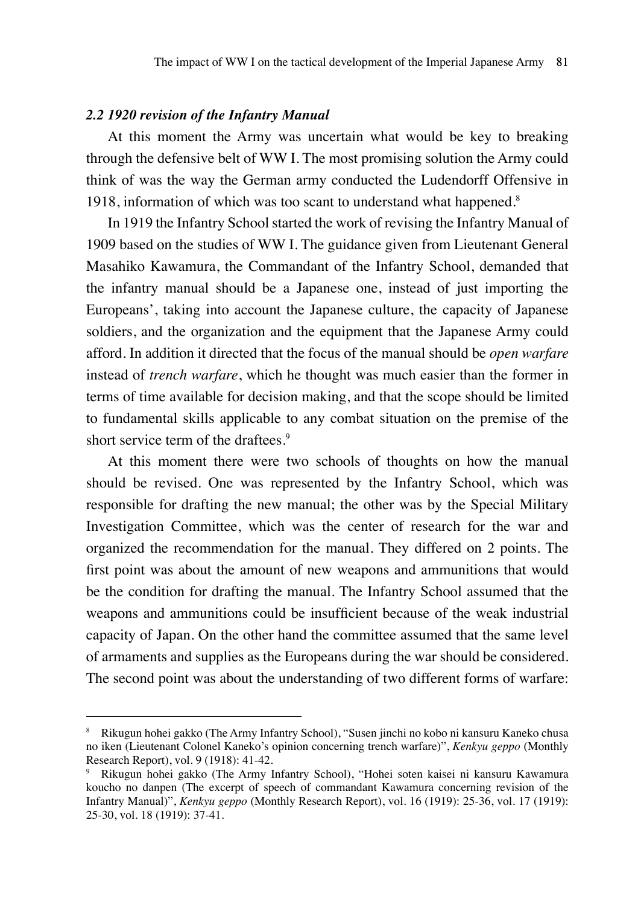### *2.2 1920 revision of the Infantry Manual*

At this moment the Army was uncertain what would be key to breaking through the defensive belt of WW I. The most promising solution the Army could think of was the way the German army conducted the Ludendorff Offensive in 1918, information of which was too scant to understand what happened.[8]

In 1919 the Infantry School started the work of revising the Infantry Manual of 1909 based on the studies of WW I. The guidance given from Lieutenant General Masahiko Kawamura, the Commandant of the Infantry School, demanded that the infantry manual should be a Japanese one, instead of just importing the Europeans', taking into account the Japanese culture, the capacity of Japanese soldiers, and the organization and the equipment that the Japanese Army could afford. In addition it directed that the focus of the manual should be *open warfare* instead of *trench warfare*, which he thought was much easier than the former in terms of time available for decision making, and that the scope should be limited to fundamental skills applicable to any combat situation on the premise of the short service term of the draftees.[9]

At this moment there were two schools of thoughts on how the manual should be revised. One was represented by the Infantry School, which was responsible for drafting the new manual; the other was by the Special Military Investigation Committee, which was the center of research for the war and organized the recommendation for the manual. They differed on 2 points. The first point was about the amount of new weapons and ammunitions that would be the condition for drafting the manual. The Infantry School assumed that the weapons and ammunitions could be insufficient because of the weak industrial capacity of Japan. On the other hand the committee assumed that the same level of armaments and supplies as the Europeans during the war should be considered. The second point was about the understanding of two different forms of warfare:

---

[8] Rikugun hohei gakko (The Army Infantry School), "Susen jinchi no kobo ni kansuru Kaneko chusa no iken (Lieutenant Colonel Kaneko's opinion concerning trench warfare)", *Kenkyu geppo* (Monthly Research Report), vol. 9 (1918): 41-42.

[9] Rikugun hohei gakko (The Army Infantry School), "Hohei soten kaisei ni kansuru Kawamura koucho no danpen (The excerpt of speech of commandant Kawamura concerning revision of the Infantry Manual)", *Kenkyu geppo* (Monthly Research Report), vol. 16 (1919): 25-36, vol. 17 (1919): 25-30, vol. 18 (1919): 37-41.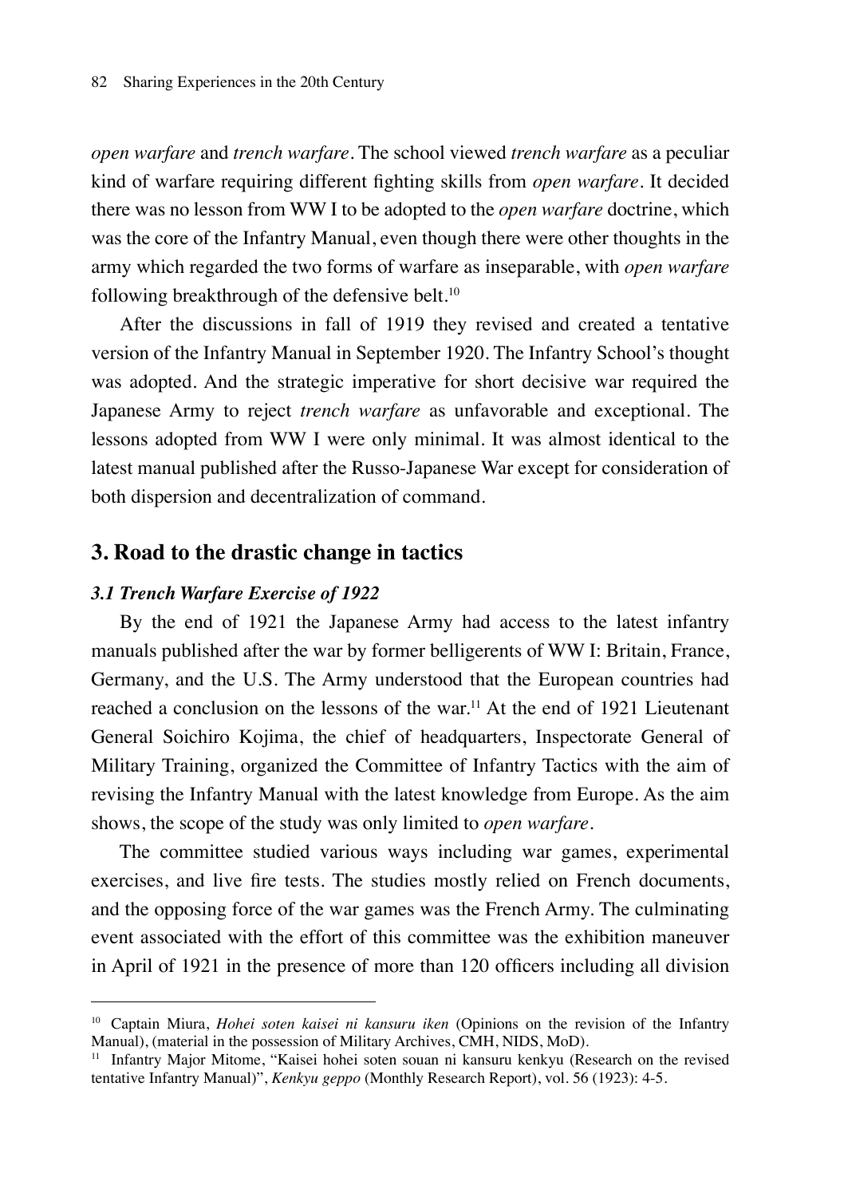*open warfare* and *trench warfare*. The school viewed *trench warfare* as a peculiar kind of warfare requiring different fighting skills from *open warfare*. It decided there was no lesson from WW I to be adopted to the *open warfare* doctrine, which was the core of the Infantry Manual, even though there were other thoughts in the army which regarded the two forms of warfare as inseparable, with *open warfare* following breakthrough of the defensive belt.[10]

After the discussions in fall of 1919 they revised and created a tentative version of the Infantry Manual in September 1920. The Infantry School's thought was adopted. And the strategic imperative for short decisive war required the Japanese Army to reject *trench warfare* as unfavorable and exceptional. The lessons adopted from WW I were only minimal. It was almost identical to the latest manual published after the Russo-Japanese War except for consideration of both dispersion and decentralization of command.

## 3. Road to the drastic change in tactics

### *3.1 Trench Warfare Exercise of 1922*

By the end of 1921 the Japanese Army had access to the latest infantry manuals published after the war by former belligerents of WW I: Britain, France, Germany, and the U.S. The Army understood that the European countries had reached a conclusion on the lessons of the war.[11] At the end of 1921 Lieutenant General Soichiro Kojima, the chief of headquarters, Inspectorate General of Military Training, organized the Committee of Infantry Tactics with the aim of revising the Infantry Manual with the latest knowledge from Europe. As the aim shows, the scope of the study was only limited to *open warfare*.

The committee studied various ways including war games, experimental exercises, and live fire tests. The studies mostly relied on French documents, and the opposing force of the war games was the French Army. The culminating event associated with the effort of this committee was the exhibition maneuver in April of 1921 in the presence of more than 120 officers including all division

---

[10] Captain Miura, *Hohei soten kaisei ni kansuru iken* (Opinions on the revision of the Infantry Manual), (material in the possession of Military Archives, CMH, NIDS, MoD).

[11] Infantry Major Mitome, "Kaisei hohei soten souan ni kansuru kenkyu (Research on the revised tentative Infantry Manual)", *Kenkyu geppo* (Monthly Research Report), vol. 56 (1923): 4-5.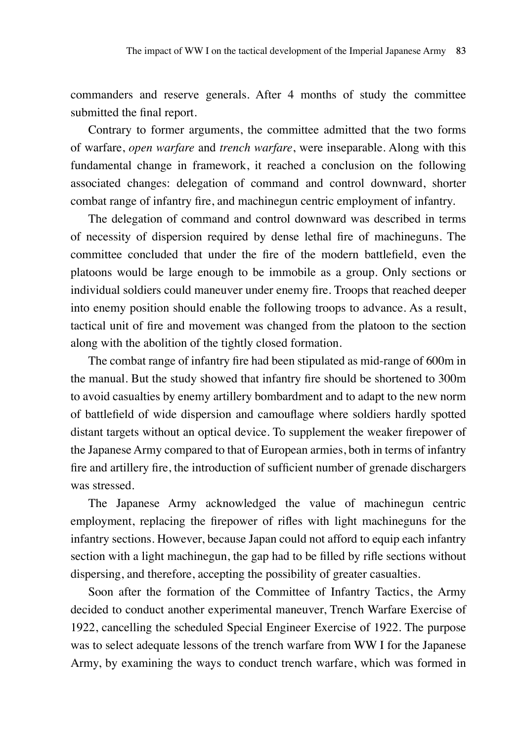commanders and reserve generals. After 4 months of study the committee submitted the final report.

Contrary to former arguments, the committee admitted that the two forms of warfare, *open warfare* and *trench warfare*, were inseparable. Along with this fundamental change in framework, it reached a conclusion on the following associated changes: delegation of command and control downward, shorter combat range of infantry fire, and machinegun centric employment of infantry.

The delegation of command and control downward was described in terms of necessity of dispersion required by dense lethal fire of machineguns. The committee concluded that under the fire of the modern battlefield, even the platoons would be large enough to be immobile as a group. Only sections or individual soldiers could maneuver under enemy fire. Troops that reached deeper into enemy position should enable the following troops to advance. As a result, tactical unit of fire and movement was changed from the platoon to the section along with the abolition of the tightly closed formation.

The combat range of infantry fire had been stipulated as mid-range of 600m in the manual. But the study showed that infantry fire should be shortened to 300m to avoid casualties by enemy artillery bombardment and to adapt to the new norm of battlefield of wide dispersion and camouflage where soldiers hardly spotted distant targets without an optical device. To supplement the weaker firepower of the Japanese Army compared to that of European armies, both in terms of infantry fire and artillery fire, the introduction of sufficient number of grenade dischargers was stressed.

The Japanese Army acknowledged the value of machinegun centric employment, replacing the firepower of rifles with light machineguns for the infantry sections. However, because Japan could not afford to equip each infantry section with a light machinegun, the gap had to be filled by rifle sections without dispersing, and therefore, accepting the possibility of greater casualties.

Soon after the formation of the Committee of Infantry Tactics, the Army decided to conduct another experimental maneuver, Trench Warfare Exercise of 1922, cancelling the scheduled Special Engineer Exercise of 1922. The purpose was to select adequate lessons of the trench warfare from WW I for the Japanese Army, by examining the ways to conduct trench warfare, which was formed in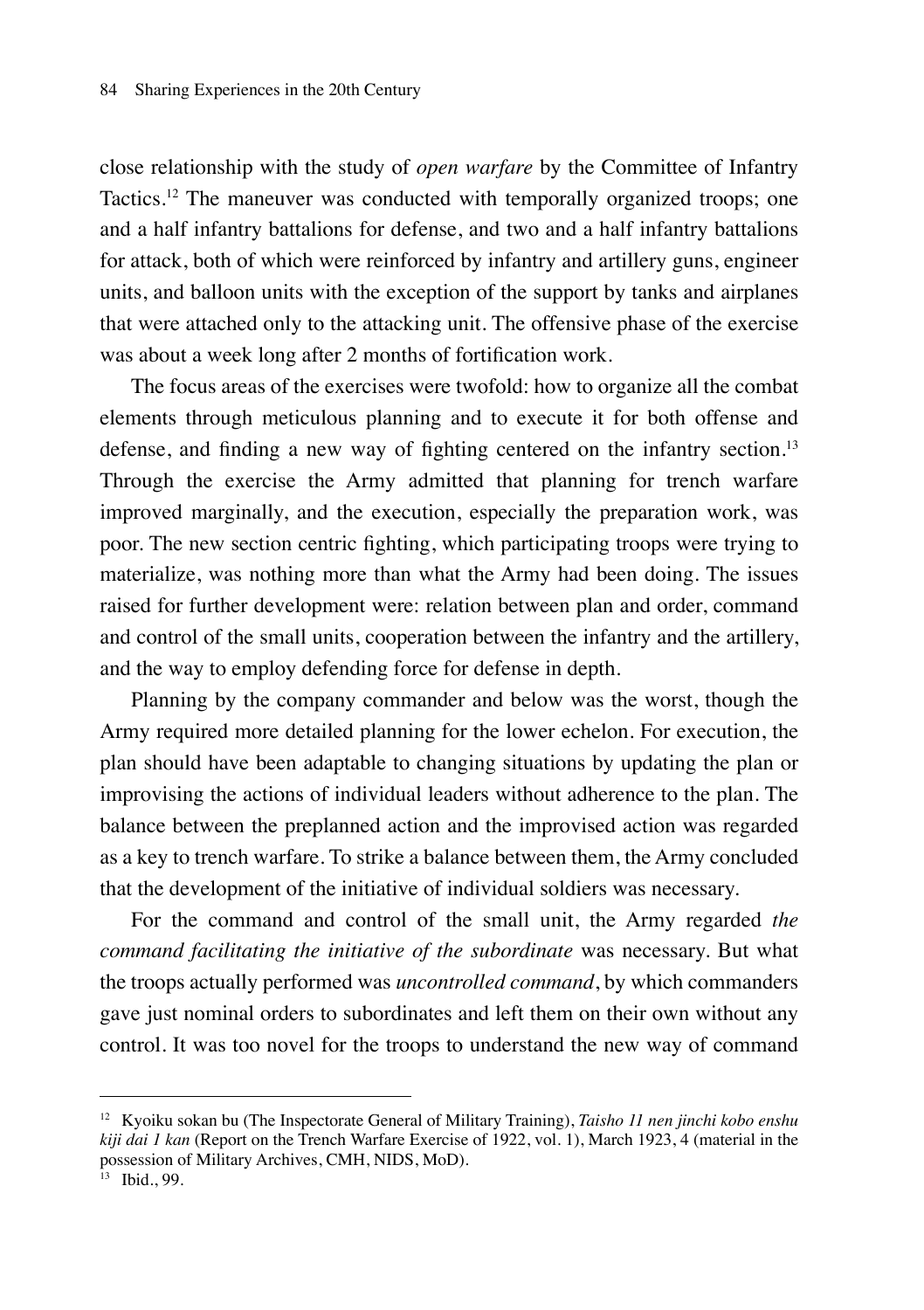close relationship with the study of *open warfare* by the Committee of Infantry Tactics.[12] The maneuver was conducted with temporally organized troops; one and a half infantry battalions for defense, and two and a half infantry battalions for attack, both of which were reinforced by infantry and artillery guns, engineer units, and balloon units with the exception of the support by tanks and airplanes that were attached only to the attacking unit. The offensive phase of the exercise was about a week long after 2 months of fortification work.

The focus areas of the exercises were twofold: how to organize all the combat elements through meticulous planning and to execute it for both offense and defense, and finding a new way of fighting centered on the infantry section.[13] Through the exercise the Army admitted that planning for trench warfare improved marginally, and the execution, especially the preparation work, was poor. The new section centric fighting, which participating troops were trying to materialize, was nothing more than what the Army had been doing. The issues raised for further development were: relation between plan and order, command and control of the small units, cooperation between the infantry and the artillery, and the way to employ defending force for defense in depth.

Planning by the company commander and below was the worst, though the Army required more detailed planning for the lower echelon. For execution, the plan should have been adaptable to changing situations by updating the plan or improvising the actions of individual leaders without adherence to the plan. The balance between the preplanned action and the improvised action was regarded as a key to trench warfare. To strike a balance between them, the Army concluded that the development of the initiative of individual soldiers was necessary.

For the command and control of the small unit, the Army regarded *the command facilitating the initiative of the subordinate* was necessary. But what the troops actually performed was *uncontrolled command*, by which commanders gave just nominal orders to subordinates and left them on their own without any control. It was too novel for the troops to understand the new way of command

---

[12] Kyoiku sokan bu (The Inspectorate General of Military Training), *Taisho 11 nen jinchi kobo enshu kiji dai 1 kan* (Report on the Trench Warfare Exercise of 1922, vol. 1), March 1923, 4 (material in the possession of Military Archives, CMH, NIDS, MoD).

[13] Ibid., 99.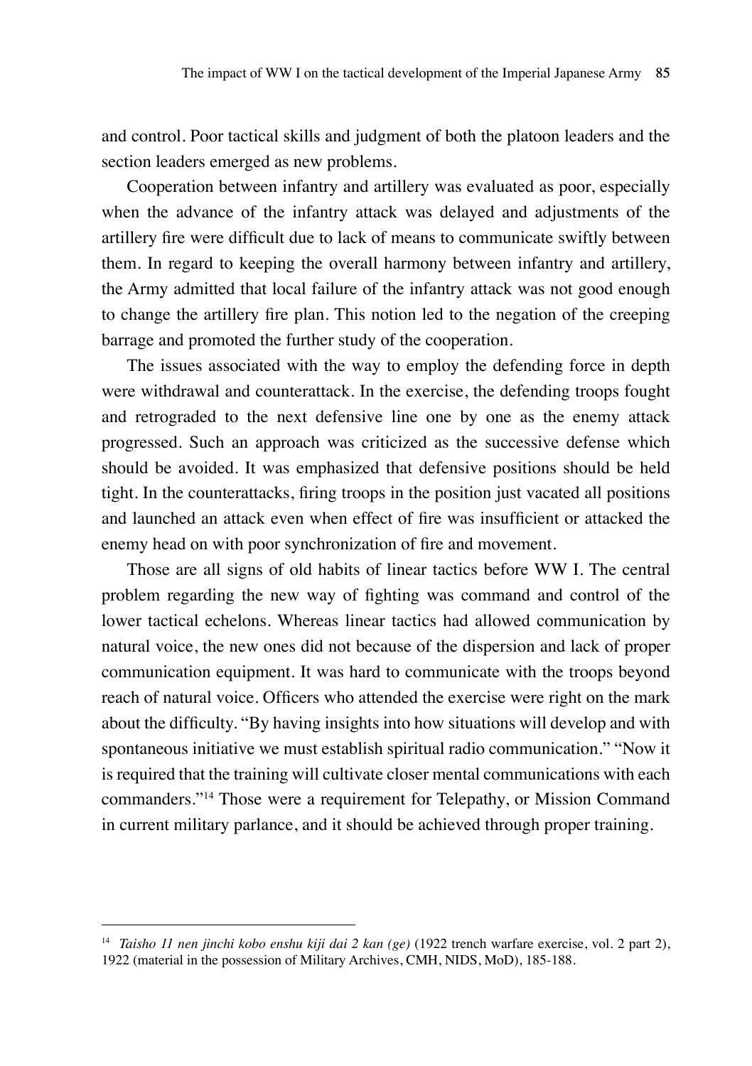and control. Poor tactical skills and judgment of both the platoon leaders and the section leaders emerged as new problems.

Cooperation between infantry and artillery was evaluated as poor, especially when the advance of the infantry attack was delayed and adjustments of the artillery fire were difficult due to lack of means to communicate swiftly between them. In regard to keeping the overall harmony between infantry and artillery, the Army admitted that local failure of the infantry attack was not good enough to change the artillery fire plan. This notion led to the negation of the creeping barrage and promoted the further study of the cooperation.

The issues associated with the way to employ the defending force in depth were withdrawal and counterattack. In the exercise, the defending troops fought and retrograded to the next defensive line one by one as the enemy attack progressed. Such an approach was criticized as the successive defense which should be avoided. It was emphasized that defensive positions should be held tight. In the counterattacks, firing troops in the position just vacated all positions and launched an attack even when effect of fire was insufficient or attacked the enemy head on with poor synchronization of fire and movement.

Those are all signs of old habits of linear tactics before WW I. The central problem regarding the new way of fighting was command and control of the lower tactical echelons. Whereas linear tactics had allowed communication by natural voice, the new ones did not because of the dispersion and lack of proper communication equipment. It was hard to communicate with the troops beyond reach of natural voice. Officers who attended the exercise were right on the mark about the difficulty. "By having insights into how situations will develop and with spontaneous initiative we must establish spiritual radio communication." "Now it is required that the training will cultivate closer mental communications with each commanders."[14] Those were a requirement for Telepathy, or Mission Command in current military parlance, and it should be achieved through proper training.

---

[14] *Taisho 11 nen jinchi kobo enshu kiji dai 2 kan (ge)* (1922 trench warfare exercise, vol. 2 part 2), 1922 (material in the possession of Military Archives, CMH, NIDS, MoD), 185-188.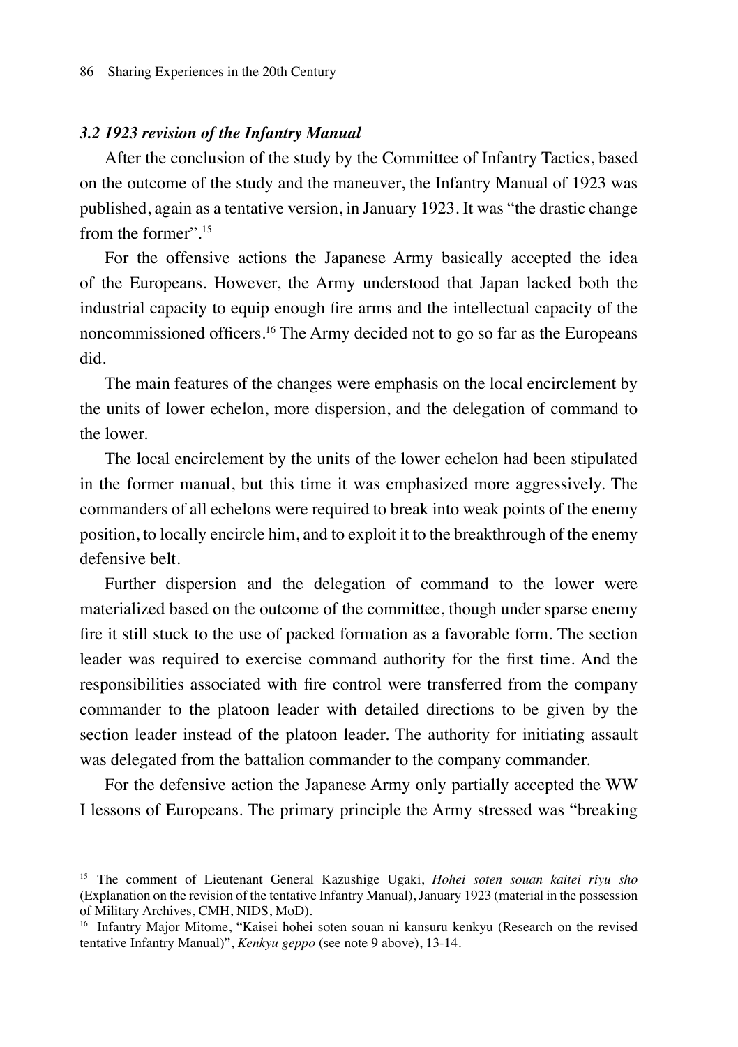### *3.2 1923 revision of the Infantry Manual*

After the conclusion of the study by the Committee of Infantry Tactics, based on the outcome of the study and the maneuver, the Infantry Manual of 1923 was published, again as a tentative version, in January 1923. It was "the drastic change from the former".[15]

For the offensive actions the Japanese Army basically accepted the idea of the Europeans. However, the Army understood that Japan lacked both the industrial capacity to equip enough fire arms and the intellectual capacity of the noncommissioned officers.[16] The Army decided not to go so far as the Europeans did.

The main features of the changes were emphasis on the local encirclement by the units of lower echelon, more dispersion, and the delegation of command to the lower.

The local encirclement by the units of the lower echelon had been stipulated in the former manual, but this time it was emphasized more aggressively. The commanders of all echelons were required to break into weak points of the enemy position, to locally encircle him, and to exploit it to the breakthrough of the enemy defensive belt.

Further dispersion and the delegation of command to the lower were materialized based on the outcome of the committee, though under sparse enemy fire it still stuck to the use of packed formation as a favorable form. The section leader was required to exercise command authority for the first time. And the responsibilities associated with fire control were transferred from the company commander to the platoon leader with detailed directions to be given by the section leader instead of the platoon leader. The authority for initiating assault was delegated from the battalion commander to the company commander.

For the defensive action the Japanese Army only partially accepted the WW I lessons of Europeans. The primary principle the Army stressed was "breaking

---

[15] The comment of Lieutenant General Kazushige Ugaki, *Hohei soten souan kaitei riyu sho* (Explanation on the revision of the tentative Infantry Manual), January 1923 (material in the possession of Military Archives, CMH, NIDS, MoD).

[16] Infantry Major Mitome, "Kaisei hohei soten souan ni kansuru kenkyu (Research on the revised tentative Infantry Manual)", *Kenkyu geppo* (see note 9 above), 13-14.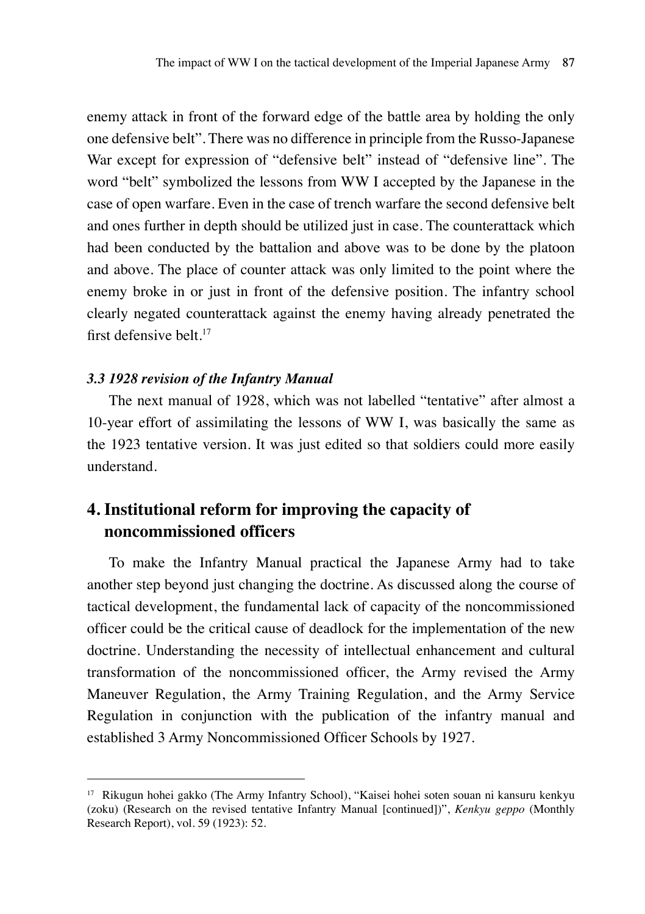enemy attack in front of the forward edge of the battle area by holding the only one defensive belt". There was no difference in principle from the Russo-Japanese War except for expression of "defensive belt" instead of "defensive line". The word "belt" symbolized the lessons from WW I accepted by the Japanese in the case of open warfare. Even in the case of trench warfare the second defensive belt and ones further in depth should be utilized just in case. The counterattack which had been conducted by the battalion and above was to be done by the platoon and above. The place of counter attack was only limited to the point where the enemy broke in or just in front of the defensive position. The infantry school clearly negated counterattack against the enemy having already penetrated the first defensive belt.[17]

### *3.3 1928 revision of the Infantry Manual*

The next manual of 1928, which was not labelled "tentative" after almost a 10-year effort of assimilating the lessons of WW I, was basically the same as the 1923 tentative version. It was just edited so that soldiers could more easily understand.

## 4. Institutional reform for improving the capacity of noncommissioned officers

To make the Infantry Manual practical the Japanese Army had to take another step beyond just changing the doctrine. As discussed along the course of tactical development, the fundamental lack of capacity of the noncommissioned officer could be the critical cause of deadlock for the implementation of the new doctrine. Understanding the necessity of intellectual enhancement and cultural transformation of the noncommissioned officer, the Army revised the Army Maneuver Regulation, the Army Training Regulation, and the Army Service Regulation in conjunction with the publication of the infantry manual and established 3 Army Noncommissioned Officer Schools by 1927.

---

[17] Rikugun hohei gakko (The Army Infantry School), "Kaisei hohei soten souan ni kansuru kenkyu (zoku) (Research on the revised tentative Infantry Manual [continued])", *Kenkyu geppo* (Monthly Research Report), vol. 59 (1923): 52.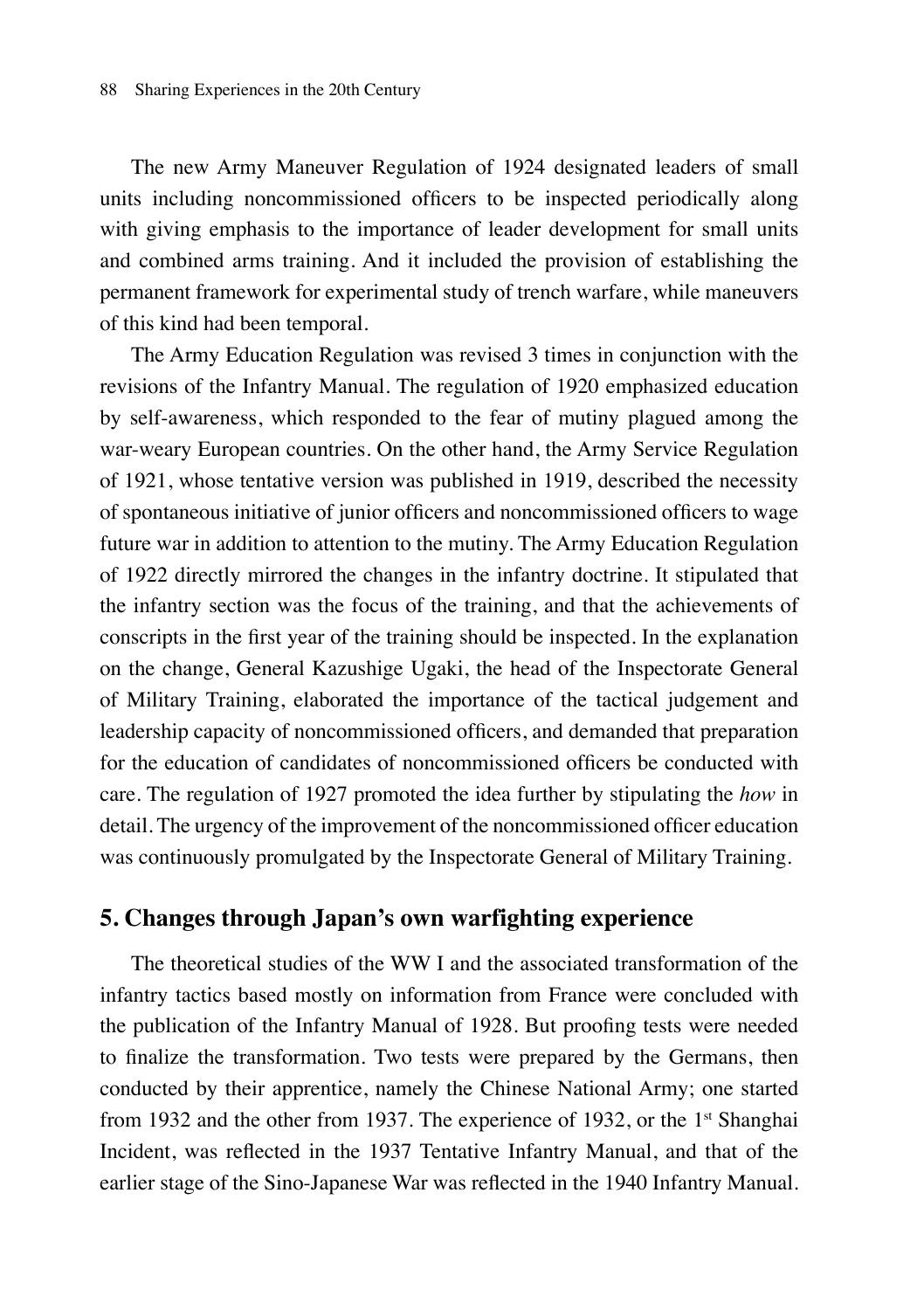The new Army Maneuver Regulation of 1924 designated leaders of small units including noncommissioned officers to be inspected periodically along with giving emphasis to the importance of leader development for small units and combined arms training. And it included the provision of establishing the permanent framework for experimental study of trench warfare, while maneuvers of this kind had been temporal.

The Army Education Regulation was revised 3 times in conjunction with the revisions of the Infantry Manual. The regulation of 1920 emphasized education by self-awareness, which responded to the fear of mutiny plagued among the war-weary European countries. On the other hand, the Army Service Regulation of 1921, whose tentative version was published in 1919, described the necessity of spontaneous initiative of junior officers and noncommissioned officers to wage future war in addition to attention to the mutiny. The Army Education Regulation of 1922 directly mirrored the changes in the infantry doctrine. It stipulated that the infantry section was the focus of the training, and that the achievements of conscripts in the first year of the training should be inspected. In the explanation on the change, General Kazushige Ugaki, the head of the Inspectorate General of Military Training, elaborated the importance of the tactical judgement and leadership capacity of noncommissioned officers, and demanded that preparation for the education of candidates of noncommissioned officers be conducted with care. The regulation of 1927 promoted the idea further by stipulating the *how* in detail. The urgency of the improvement of the noncommissioned officer education was continuously promulgated by the Inspectorate General of Military Training.

## 5. Changes through Japan's own warfighting experience

The theoretical studies of the WW I and the associated transformation of the infantry tactics based mostly on information from France were concluded with the publication of the Infantry Manual of 1928. But proofing tests were needed to finalize the transformation. Two tests were prepared by the Germans, then conducted by their apprentice, namely the Chinese National Army; one started from 1932 and the other from 1937. The experience of 1932, or the 1st Shanghai Incident, was reflected in the 1937 Tentative Infantry Manual, and that of the earlier stage of the Sino-Japanese War was reflected in the 1940 Infantry Manual.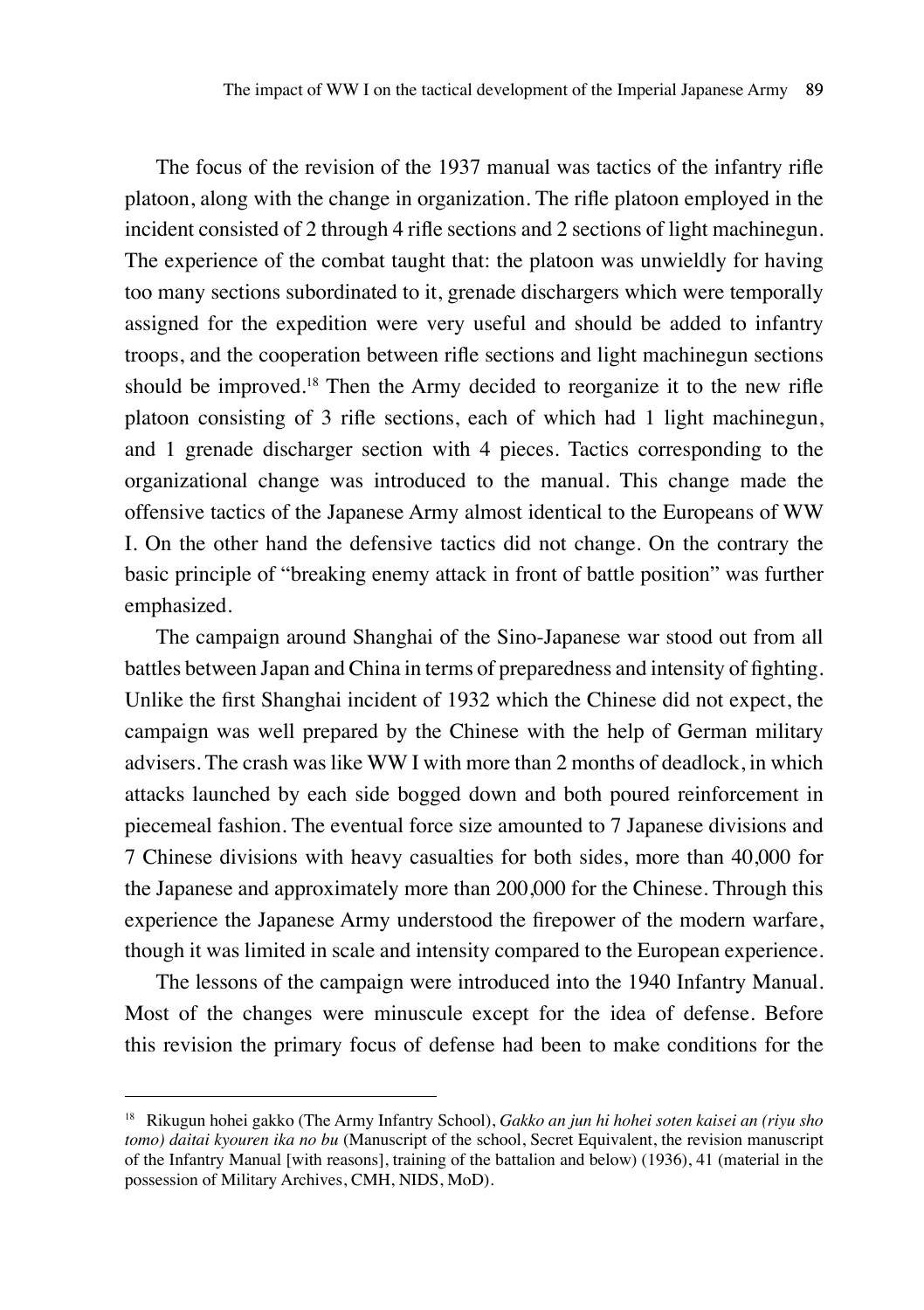The focus of the revision of the 1937 manual was tactics of the infantry rifle platoon, along with the change in organization. The rifle platoon employed in the incident consisted of 2 through 4 rifle sections and 2 sections of light machinegun. The experience of the combat taught that: the platoon was unwieldly for having too many sections subordinated to it, grenade dischargers which were temporally assigned for the expedition were very useful and should be added to infantry troops, and the cooperation between rifle sections and light machinegun sections should be improved.[18] Then the Army decided to reorganize it to the new rifle platoon consisting of 3 rifle sections, each of which had 1 light machinegun, and 1 grenade discharger section with 4 pieces. Tactics corresponding to the organizational change was introduced to the manual. This change made the offensive tactics of the Japanese Army almost identical to the Europeans of WW I. On the other hand the defensive tactics did not change. On the contrary the basic principle of "breaking enemy attack in front of battle position" was further emphasized.

The campaign around Shanghai of the Sino-Japanese war stood out from all battles between Japan and China in terms of preparedness and intensity of fighting. Unlike the first Shanghai incident of 1932 which the Chinese did not expect, the campaign was well prepared by the Chinese with the help of German military advisers. The crash was like WW I with more than 2 months of deadlock, in which attacks launched by each side bogged down and both poured reinforcement in piecemeal fashion. The eventual force size amounted to 7 Japanese divisions and 7 Chinese divisions with heavy casualties for both sides, more than 40,000 for the Japanese and approximately more than 200,000 for the Chinese. Through this experience the Japanese Army understood the firepower of the modern warfare, though it was limited in scale and intensity compared to the European experience.

The lessons of the campaign were introduced into the 1940 Infantry Manual. Most of the changes were minuscule except for the idea of defense. Before this revision the primary focus of defense had been to make conditions for the

---

[18] Rikugun hohei gakko (The Army Infantry School), *Gakko an jun hi hohei soten kaisei an (riyu sho tomo) daitai kyouren ika no bu* (Manuscript of the school, Secret Equivalent, the revision manuscript of the Infantry Manual [with reasons], training of the battalion and below) (1936), 41 (material in the possession of Military Archives, CMH, NIDS, MoD).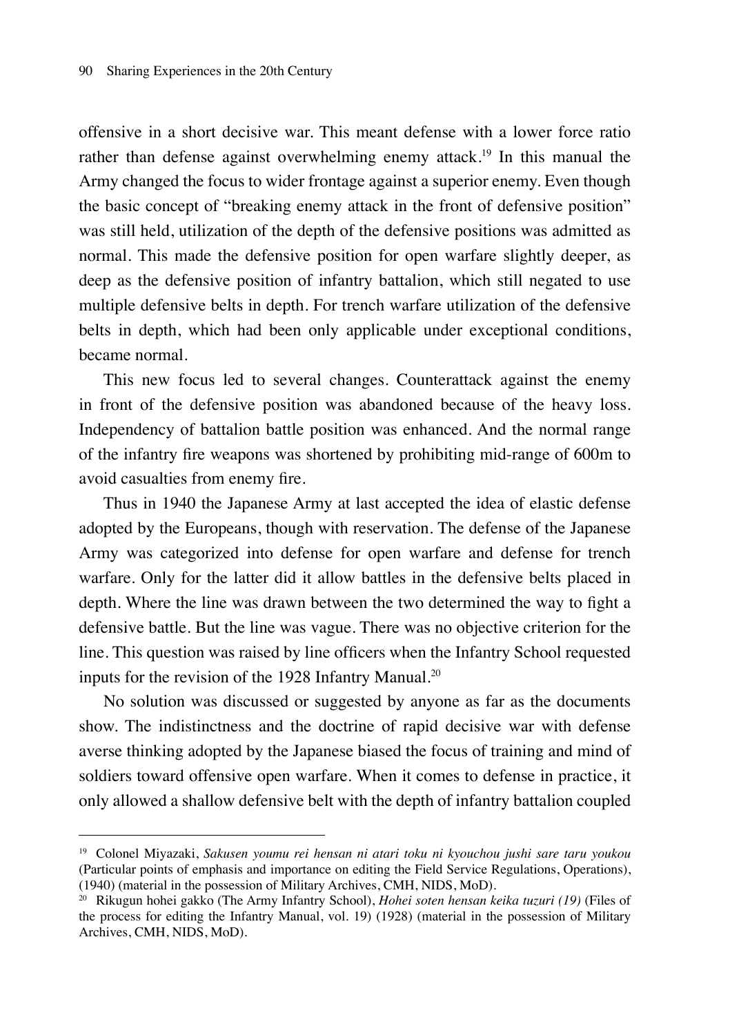offensive in a short decisive war. This meant defense with a lower force ratio rather than defense against overwhelming enemy attack.[19] In this manual the Army changed the focus to wider frontage against a superior enemy. Even though the basic concept of "breaking enemy attack in the front of defensive position" was still held, utilization of the depth of the defensive positions was admitted as normal. This made the defensive position for open warfare slightly deeper, as deep as the defensive position of infantry battalion, which still negated to use multiple defensive belts in depth. For trench warfare utilization of the defensive belts in depth, which had been only applicable under exceptional conditions, became normal.

This new focus led to several changes. Counterattack against the enemy in front of the defensive position was abandoned because of the heavy loss. Independency of battalion battle position was enhanced. And the normal range of the infantry fire weapons was shortened by prohibiting mid-range of 600m to avoid casualties from enemy fire.

Thus in 1940 the Japanese Army at last accepted the idea of elastic defense adopted by the Europeans, though with reservation. The defense of the Japanese Army was categorized into defense for open warfare and defense for trench warfare. Only for the latter did it allow battles in the defensive belts placed in depth. Where the line was drawn between the two determined the way to fight a defensive battle. But the line was vague. There was no objective criterion for the line. This question was raised by line officers when the Infantry School requested inputs for the revision of the 1928 Infantry Manual.[20]

No solution was discussed or suggested by anyone as far as the documents show. The indistinctness and the doctrine of rapid decisive war with defense averse thinking adopted by the Japanese biased the focus of training and mind of soldiers toward offensive open warfare. When it comes to defense in practice, it only allowed a shallow defensive belt with the depth of infantry battalion coupled

---

[19] Colonel Miyazaki, *Sakusen youmu rei hensan ni atari toku ni kyouchou jushi sare taru youkou* (Particular points of emphasis and importance on editing the Field Service Regulations, Operations), (1940) (material in the possession of Military Archives, CMH, NIDS, MoD).

[20] Rikugun hohei gakko (The Army Infantry School), *Hohei soten hensan keika tuzuri (19)* (Files of the process for editing the Infantry Manual, vol. 19) (1928) (material in the possession of Military Archives, CMH, NIDS, MoD).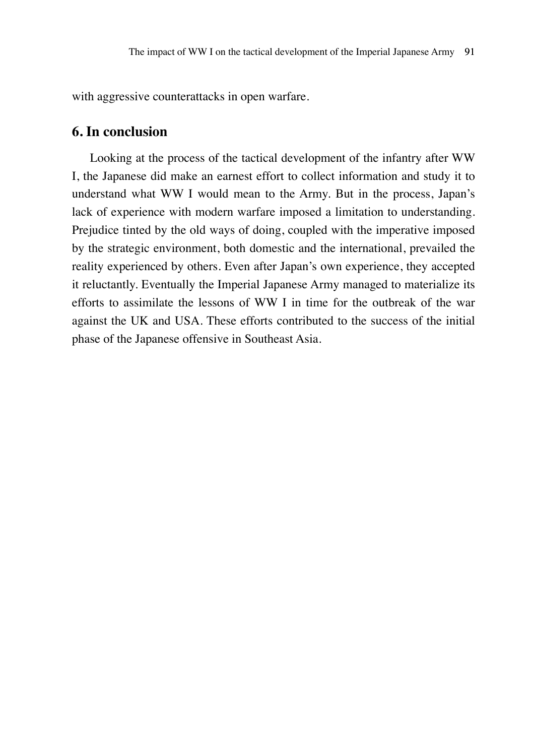with aggressive counterattacks in open warfare.

## 6. In conclusion

Looking at the process of the tactical development of the infantry after WW I, the Japanese did make an earnest effort to collect information and study it to understand what WW I would mean to the Army. But in the process, Japan's lack of experience with modern warfare imposed a limitation to understanding. Prejudice tinted by the old ways of doing, coupled with the imperative imposed by the strategic environment, both domestic and the international, prevailed the reality experienced by others. Even after Japan's own experience, they accepted it reluctantly. Eventually the Imperial Japanese Army managed to materialize its efforts to assimilate the lessons of WW I in time for the outbreak of the war against the UK and USA. These efforts contributed to the success of the initial phase of the Japanese offensive in Southeast Asia.